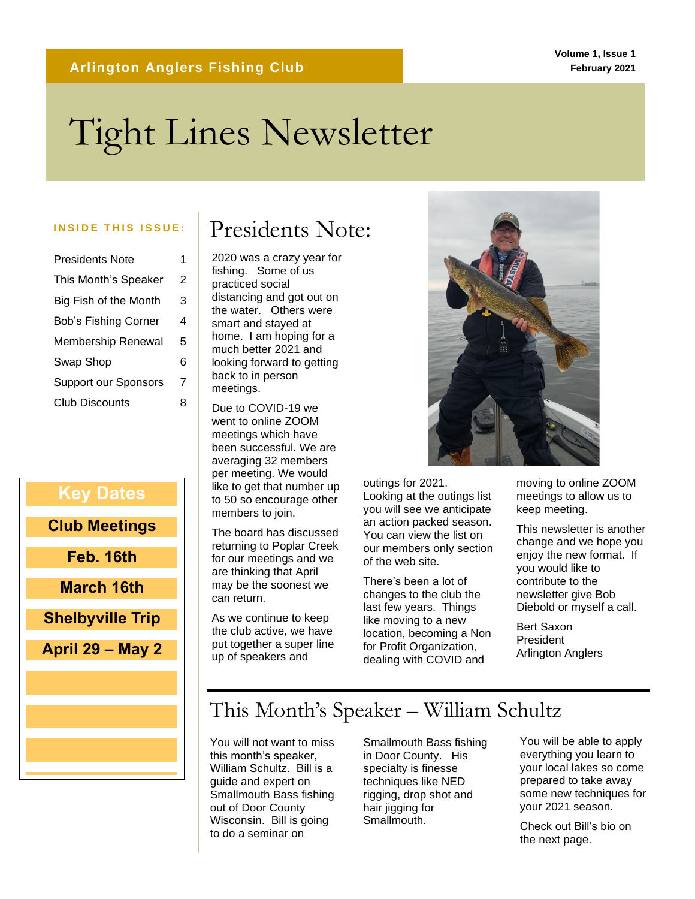**Arlington Anglers Fishing Club**

**Volume 1, Issue 1**
**February 2021**

# Tight Lines Newsletter

**INSIDE THIS ISSUE:**

| | |
|---|---|
| Presidents Note | 1 |
| This Month's Speaker | 2 |
| Big Fish of the Month | 3 |
| Bob's Fishing Corner | 4 |
| Membership Renewal | 5 |
| Swap Shop | 6 |
| Support our Sponsors | 7 |
| Club Discounts | 8 |

**Key Dates**

**Club Meetings**

**Feb. 16th**

**March 16th**

**Shelbyville Trip**

**April 29 – May 2**

## Presidents Note:

2020 was a crazy year for fishing. Some of us practiced social distancing and got out on the water. Others were smart and stayed at home. I am hoping for a much better 2021 and looking forward to getting back to in person meetings.

Due to COVID-19 we went to online ZOOM meetings which have been successful. We are averaging 32 members per meeting. We would like to get that number up to 50 so encourage other members to join.

The board has discussed returning to Poplar Creek for our meetings and we are thinking that April may be the soonest we can return.

As we continue to keep the club active, we have put together a super line up of speakers and outings for 2021. Looking at the outings list you will see we anticipate an action packed season. You can view the list on our members only section of the web site.

There's been a lot of changes to the club the last few years. Things like moving to a new location, becoming a Non for Profit Organization, dealing with COVID and moving to online ZOOM meetings to allow us to keep meeting.

This newsletter is another change and we hope you enjoy the new format. If you would like to contribute to the newsletter give Bob Diebold or myself a call.

Bert Saxon
President
Arlington Anglers

## This Month's Speaker – William Schultz

You will not want to miss this month's speaker, William Schultz. Bill is a guide and expert on Smallmouth Bass fishing out of Door County Wisconsin. Bill is going to do a seminar on Smallmouth Bass fishing in Door County. His specialty is finesse techniques like NED rigging, drop shot and hair jigging for Smallmouth.

You will be able to apply everything you learn to your local lakes so come prepared to take away some new techniques for your 2021 season.

Check out Bill's bio on the next page.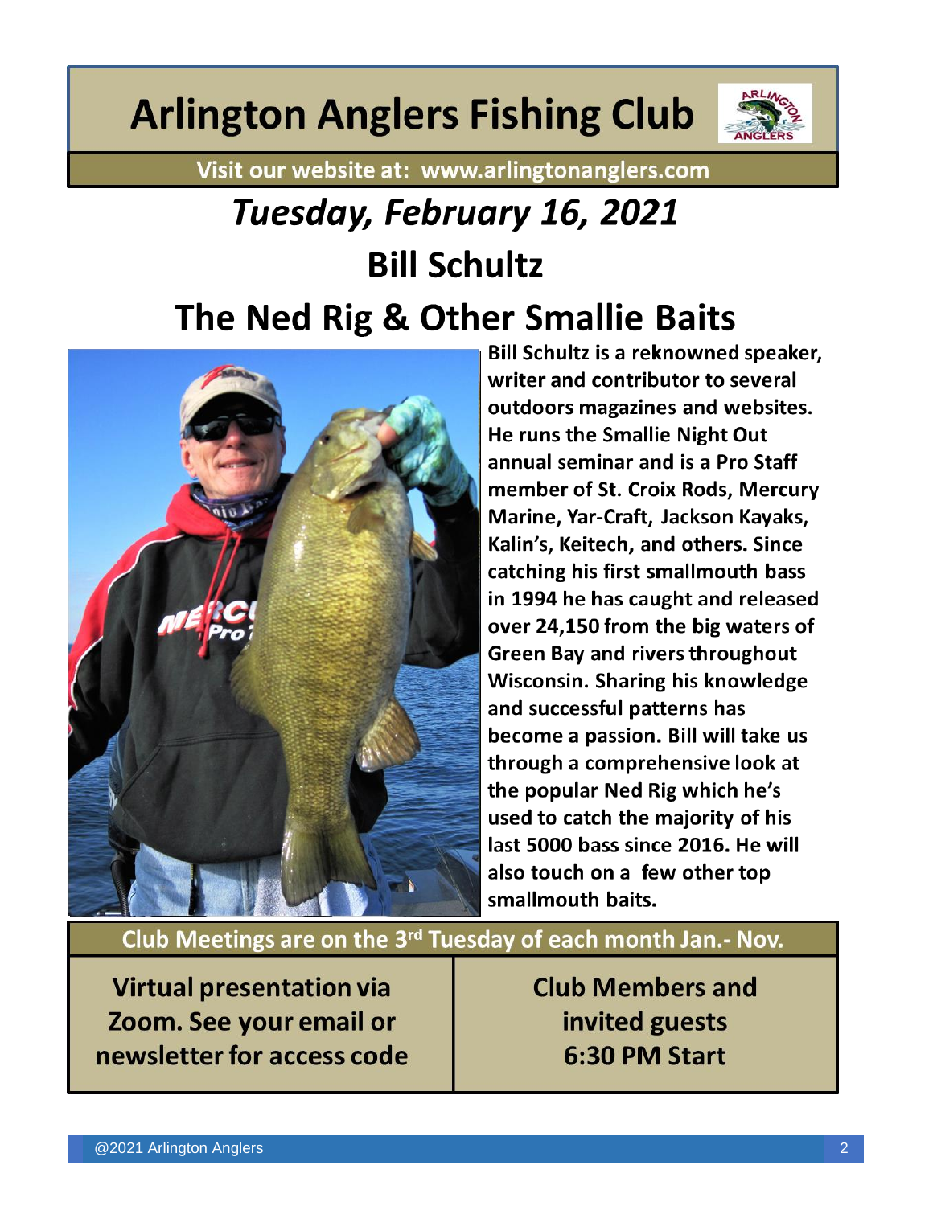# Arlington Anglers Fishing Club

Visit our website at: www.arlingtonanglers.com

## *Tuesday, February 16, 2021*

## Bill Schultz

## The Ned Rig & Other Smallie Baits

**Bill Schultz is a reknowned speaker, writer and contributor to several outdoors magazines and websites. He runs the Smallie Night Out annual seminar and is a Pro Staff member of St. Croix Rods, Mercury Marine, Yar-Craft, Jackson Kayaks, Kalin's, Keitech, and others. Since catching his first smallmouth bass in 1994 he has caught and released over 24,150 from the big waters of Green Bay and rivers throughout Wisconsin. Sharing his knowledge and successful patterns has become a passion. Bill will take us through a comprehensive look at the popular Ned Rig which he's used to catch the majority of his last 5000 bass since 2016. He will also touch on a few other top smallmouth baits.**

**Club Meetings are on the 3rd Tuesday of each month Jan.- Nov.**

| Virtual presentation via Zoom. See your email or newsletter for access code | Club Members and invited guests 6:30 PM Start |
| --- | --- |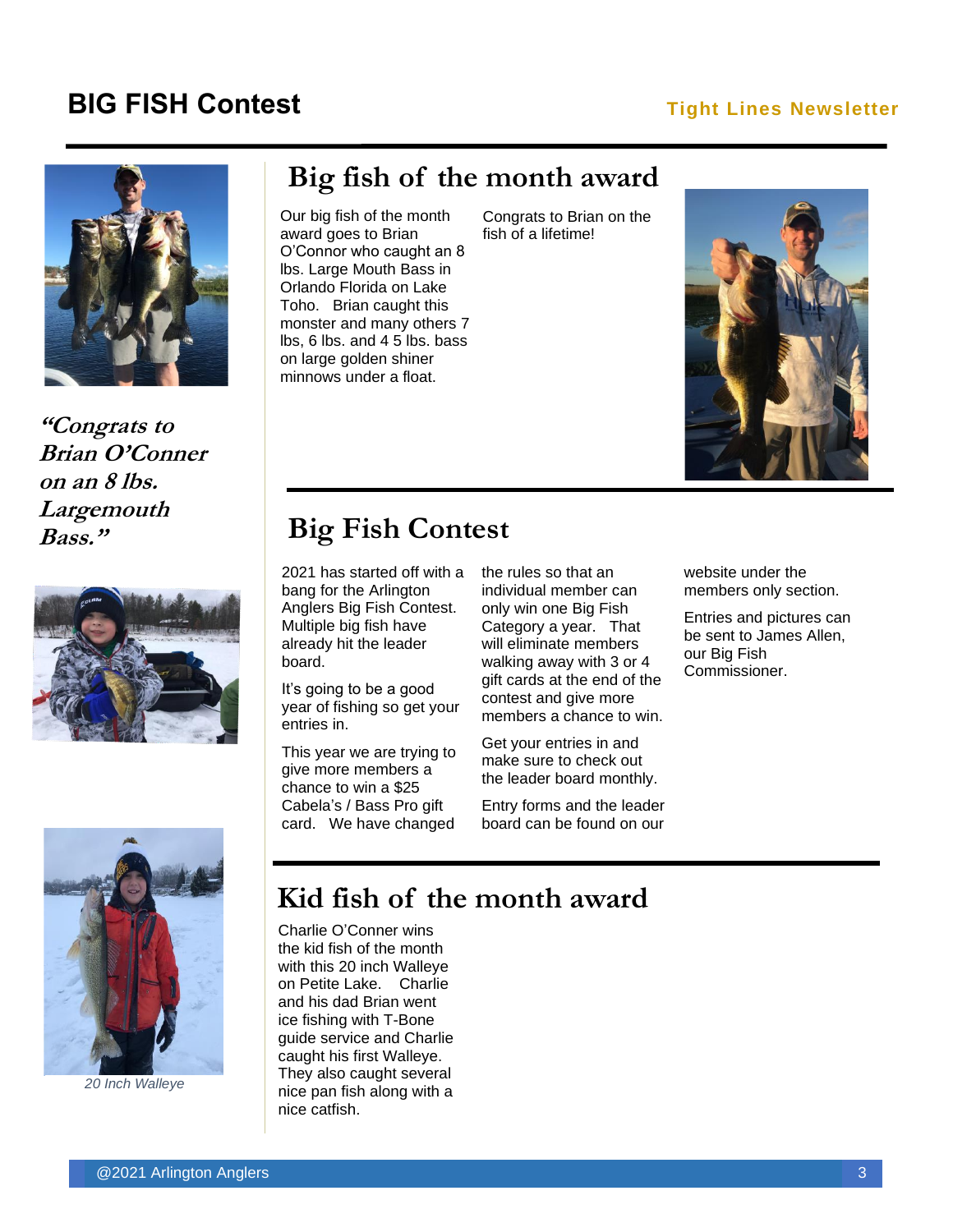# BIG FISH Contest

*"Congrats to Brian O'Conner on an 8 lbs. Largemouth Bass."*

## Big fish of the month award

Our big fish of the month award goes to Brian O'Connor who caught an 8 lbs. Large Mouth Bass in Orlando Florida on Lake Toho. Brian caught this monster and many others 7 lbs, 6 lbs. and 4 5 lbs. bass on large golden shiner minnows under a float.

Congrats to Brian on the fish of a lifetime!

## Big Fish Contest

2021 has started off with a bang for the Arlington Anglers Big Fish Contest. Multiple big fish have already hit the leader board.

It's going to be a good year of fishing so get your entries in.

This year we are trying to give more members a chance to win a $25 Cabela's / Bass Pro gift card. We have changed the rules so that an individual member can only win one Big Fish Category a year. That will eliminate members walking away with 3 or 4 gift cards at the end of the contest and give more members a chance to win.

Get your entries in and make sure to check out the leader board monthly.

Entry forms and the leader board can be found on our website under the members only section.

Entries and pictures can be sent to James Allen, our Big Fish Commissioner.

## Kid fish of the month award

Charlie O'Conner wins the kid fish of the month with this 20 inch Walleye on Petite Lake. Charlie and his dad Brian went ice fishing with T-Bone guide service and Charlie caught his first Walleye. They also caught several nice pan fish along with a nice catfish.

*20 Inch Walleye*

@2021 Arlington Anglers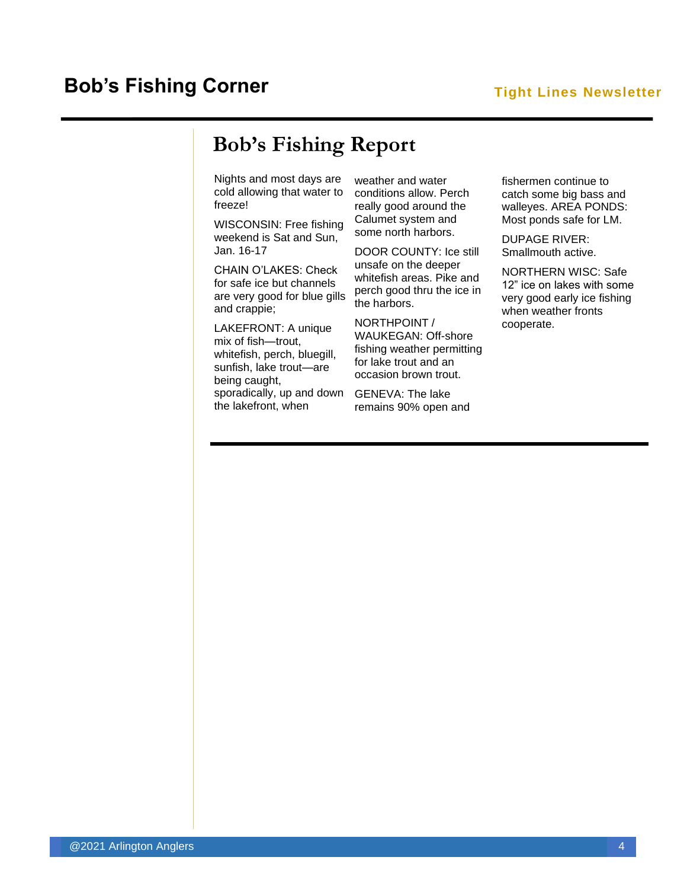# Bob's Fishing Report

Nights and most days are cold allowing that water to freeze!

WISCONSIN: Free fishing weekend is Sat and Sun, Jan. 16-17

CHAIN O'LAKES: Check for safe ice but channels are very good for blue gills and crappie;

LAKEFRONT: A unique mix of fish—trout, whitefish, perch, bluegill, sunfish, lake trout—are being caught, sporadically, up and down the lakefront, when weather and water conditions allow. Perch really good around the Calumet system and some north harbors.

DOOR COUNTY: Ice still unsafe on the deeper whitefish areas. Pike and perch good thru the ice in the harbors.

NORTHPOINT / WAUKEGAN: Off-shore fishing weather permitting for lake trout and an occasion brown trout.

GENEVA: The lake remains 90% open and fishermen continue to catch some big bass and walleyes. AREA PONDS: Most ponds safe for LM.

DUPAGE RIVER: Smallmouth active.

NORTHERN WISC: Safe 12" ice on lakes with some very good early ice fishing when weather fronts cooperate.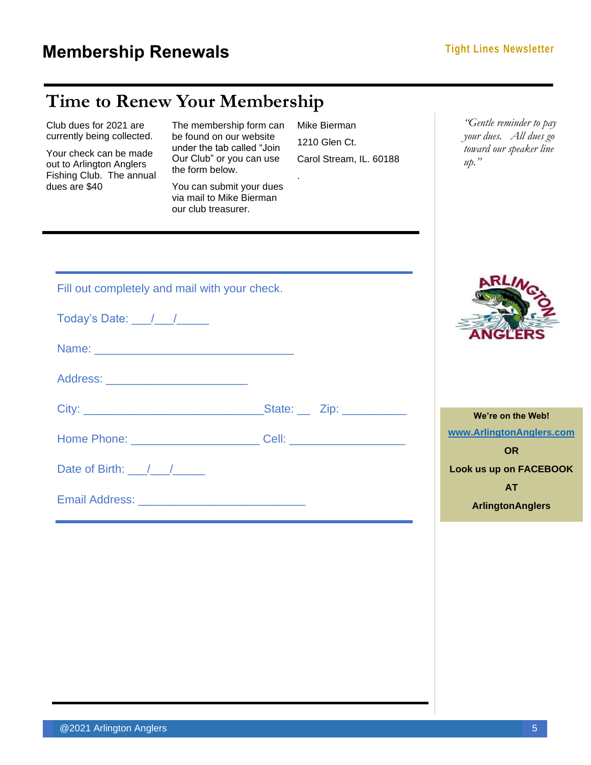# Membership Renewals

## Time to Renew Your Membership

Club dues for 2021 are currently being collected.

Your check can be made out to Arlington Anglers Fishing Club. The annual dues are $40

The membership form can be found on our website under the tab called "Join Our Club" or you can use the form below.

You can submit your dues via mail to Mike Bierman our club treasurer.

Mike Bierman

1210 Glen Ct.

Carol Stream, IL. 60188

.

*"Gentle reminder to pay your dues. All dues go toward our speaker line up."*

---

Fill out completely and mail with your check.

Today's Date: ___/___/_____

Name: _______________________________

Address: ______________________

City: ____________________________State: __ Zip: __________

Home Phone: ____________________ Cell: __________________

Date of Birth: ___/___/_____

Email Address: __________________________

---

**We're on the Web!**

**www.ArlingtonAnglers.com**

**OR**

**Look us up on FACEBOOK**

**AT**

**ArlingtonAnglers**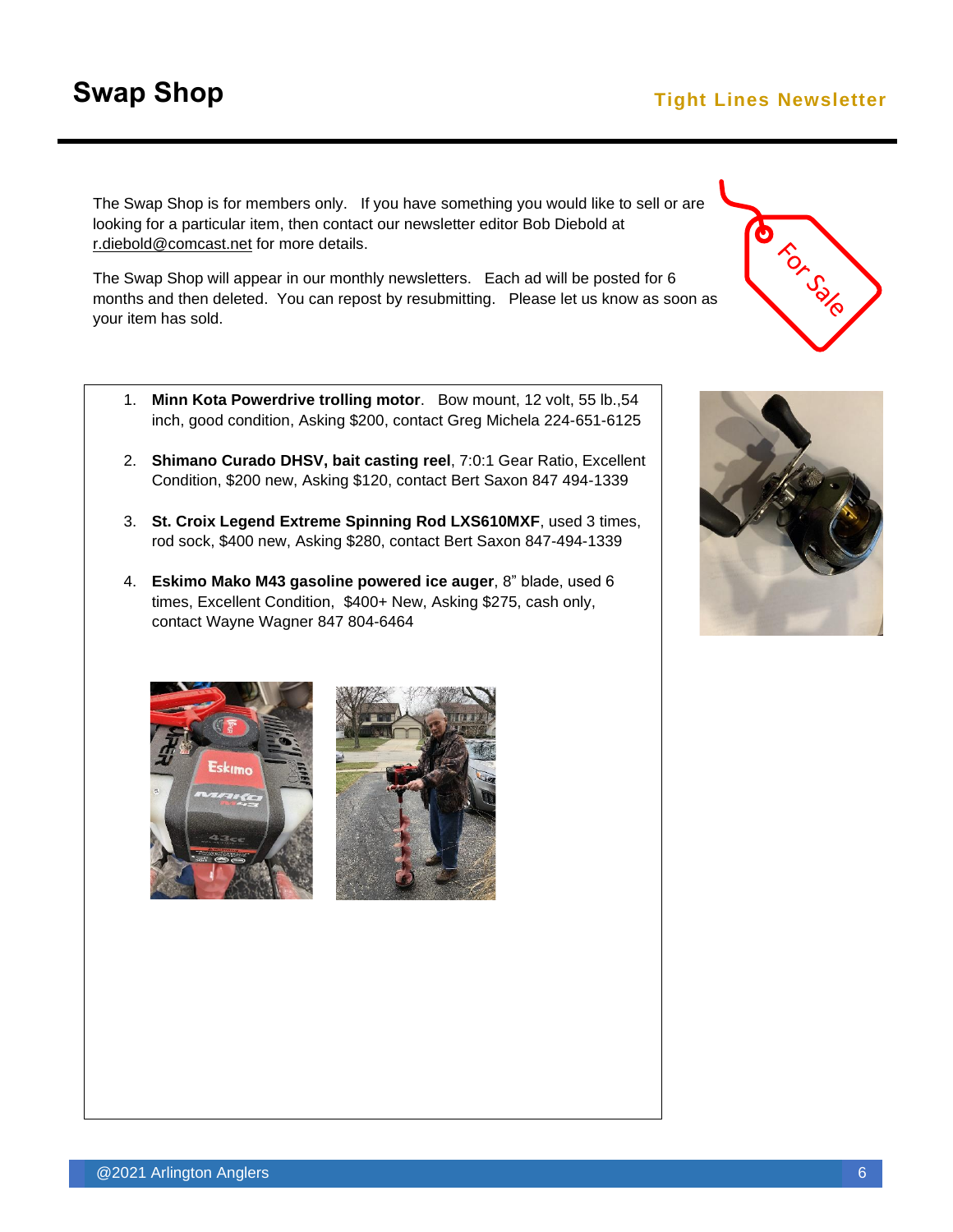# Swap Shop

The Swap Shop is for members only. If you have something you would like to sell or are looking for a particular item, then contact our newsletter editor Bob Diebold at r.diebold@comcast.net for more details.

The Swap Shop will appear in our monthly newsletters. Each ad will be posted for 6 months and then deleted. You can repost by resubmitting. Please let us know as soon as your item has sold.

1. **Minn Kota Powerdrive trolling motor**. Bow mount, 12 volt, 55 lb.,54 inch, good condition, Asking $200, contact Greg Michela 224-651-6125

2. **Shimano Curado DHSV, bait casting reel**, 7:0:1 Gear Ratio, Excellent Condition, $200 new, Asking $120, contact Bert Saxon 847 494-1339

3. **St. Croix Legend Extreme Spinning Rod LXS610MXF**, used 3 times, rod sock, $400 new, Asking $280, contact Bert Saxon 847-494-1339

4. **Eskimo Mako M43 gasoline powered ice auger**, 8” blade, used 6 times, Excellent Condition, $400+ New, Asking $275, cash only, contact Wayne Wagner 847 804-6464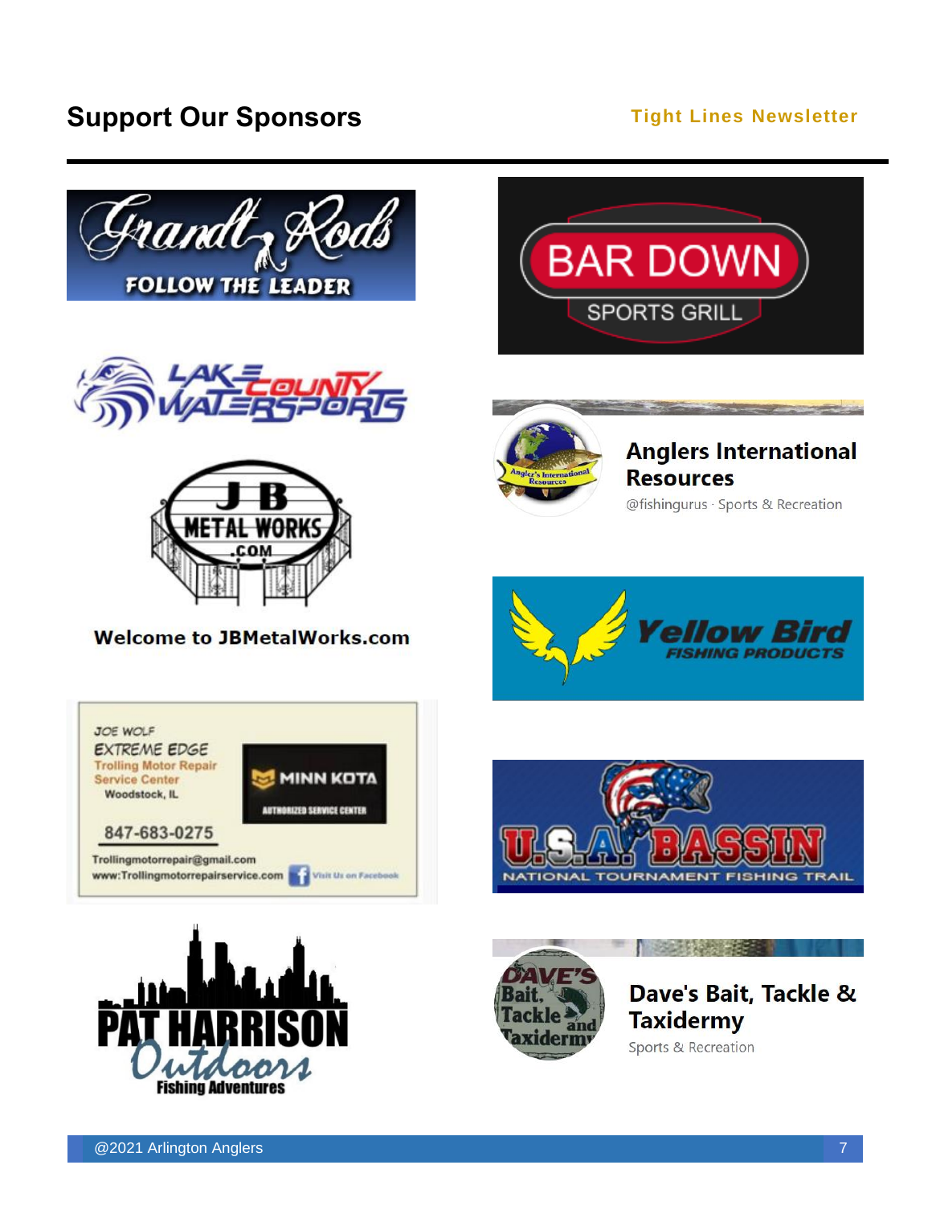## Support Our Sponsors

Grandt Rods

FOLLOW THE LEADER

BAR DOWN

SPORTS GRILL

LAKE COUNTY WATERSPORTS

Anglers International Resources

@fishingurus · Sports & Recreation

JB METAL WORKS .COM

Welcome to JBMetalWorks.com

Yellow Bird

FISHING PRODUCTS

JOE WOLF

EXTREME EDGE

Trolling Motor Repair

Service Center

Woodstock, IL

847-683-0275

Trollingmotorrepair@gmail.com

www:Trollingmotorrepairservice.com

Visit Us on Facebook

MINN KOTA

AUTHORIZED SERVICE CENTER

U.S.A. BASSIN

NATIONAL TOURNAMENT FISHING TRAIL

PAT HARRISON Outdoors

Fishing Adventures

Dave's Bait, Tackle & Taxidermy

Sports & Recreation

@2021 Arlington Anglers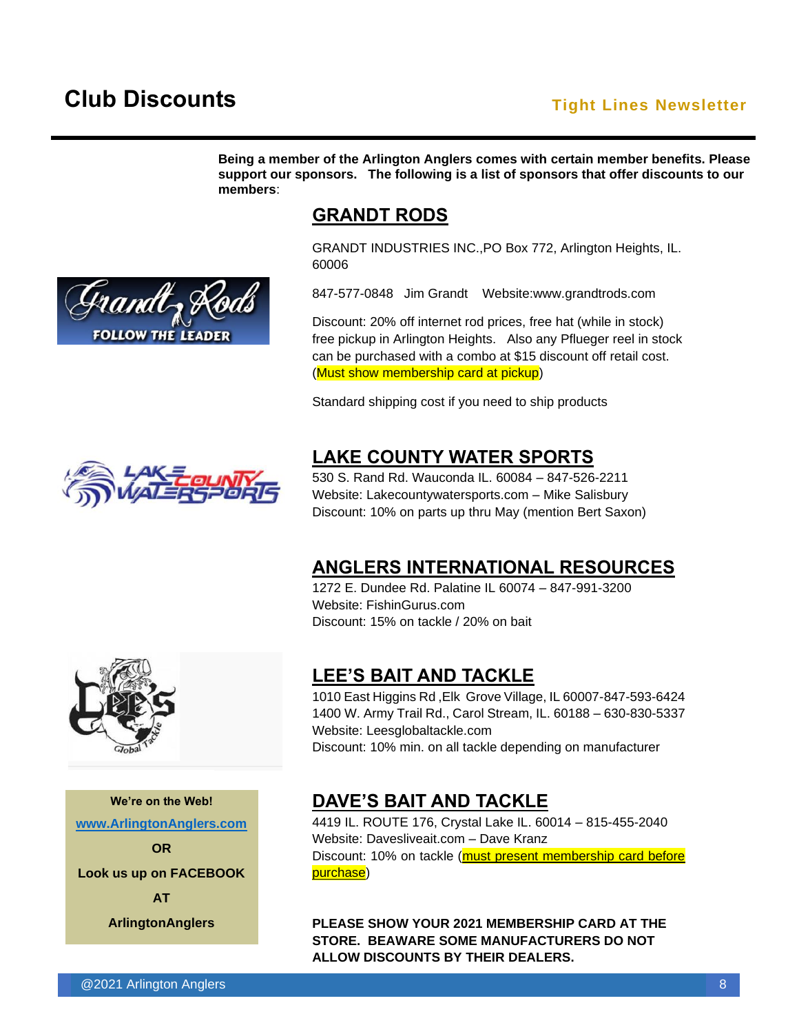# Club Discounts

**Being a member of the Arlington Anglers comes with certain member benefits. Please support our sponsors. The following is a list of sponsors that offer discounts to our members**:

## GRANDT RODS

GRANDT INDUSTRIES INC.,PO Box 772, Arlington Heights, IL. 60006

847-577-0848 Jim Grandt Website:www.grandtrods.com

Discount: 20% off internet rod prices, free hat (while in stock) free pickup in Arlington Heights. Also any Pflueger reel in stock can be purchased with a combo at $15 discount off retail cost. (Must show membership card at pickup)

Standard shipping cost if you need to ship products

## LAKE COUNTY WATER SPORTS

530 S. Rand Rd. Wauconda IL. 60084 – 847-526-2211
Website: Lakecountywatersports.com – Mike Salisbury
Discount: 10% on parts up thru May (mention Bert Saxon)

## ANGLERS INTERNATIONAL RESOURCES

1272 E. Dundee Rd. Palatine IL 60074 – 847-991-3200
Website: FishinGurus.com
Discount: 15% on tackle / 20% on bait

## LEE'S BAIT AND TACKLE

1010 East Higgins Rd ,Elk Grove Village, IL 60007-847-593-6424
1400 W. Army Trail Rd., Carol Stream, IL. 60188 – 630-830-5337
Website: Leesglobaltackle.com
Discount: 10% min. on all tackle depending on manufacturer

## DAVE'S BAIT AND TACKLE

4419 IL. ROUTE 176, Crystal Lake IL. 60014 – 815-455-2040
Website: Davesliveait.com – Dave Kranz
Discount: 10% on tackle (must present membership card before purchase)

**PLEASE SHOW YOUR 2021 MEMBERSHIP CARD AT THE STORE. BEAWARE SOME MANUFACTURERS DO NOT ALLOW DISCOUNTS BY THEIR DEALERS.**

**We're on the Web!**

**www.ArlingtonAnglers.com**

**OR**

**Look us up on FACEBOOK**

**AT**

**ArlingtonAnglers**

@2021 Arlington Anglers